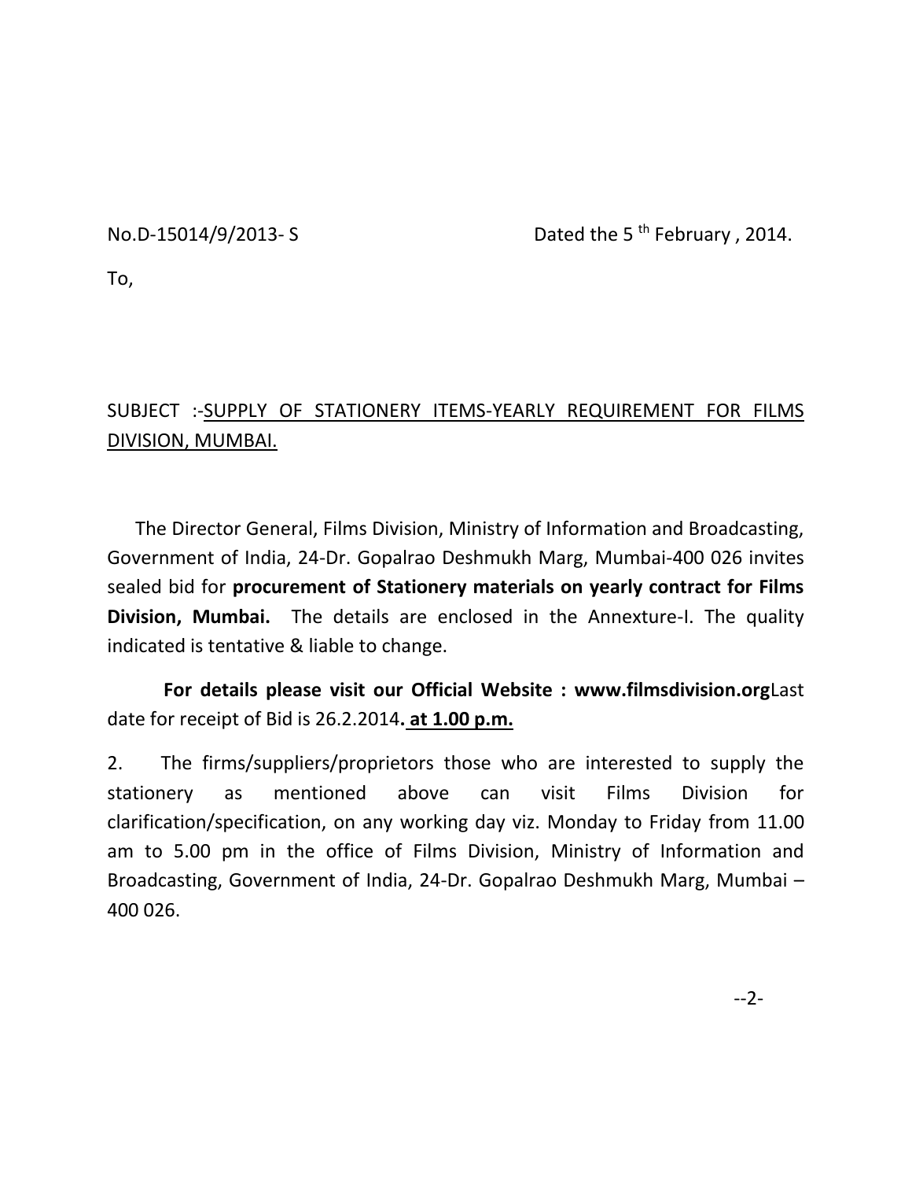No.D-15014/9/2013- S Dated the 5 th February , 2014.

To,

SUBJECT :-SUPPLY OF STATIONERY ITEMS-YEARLY REQUIREMENT FOR FILMS DIVISION, MUMBAI.

The Director General, Films Division, Ministry of Information and Broadcasting, Government of India, 24-Dr. Gopalrao Deshmukh Marg, Mumbai-400 026 invites sealed bid for **procurement of Stationery materials on yearly contract for Films Division, Mumbai.** The details are enclosed in the Annexure-I. The quality indicated is tentative & liable to change.

**For details please visit our Official Website : www.filmsdivision.org**Last date for receipt of Bid is 26.2.2014**. at 1.00 p.m.**

2. The firms/suppliers/proprietors those who are interested to supply the stationery as mentioned above can visit Films Division for clarification/specification, on any working day viz. Monday to Friday from 11.00 am to 5.00 pm in the office of Films Division, Ministry of Information and Broadcasting, Government of India, 24-Dr. Gopalrao Deshmukh Marg, Mumbai – 400 026.

--2-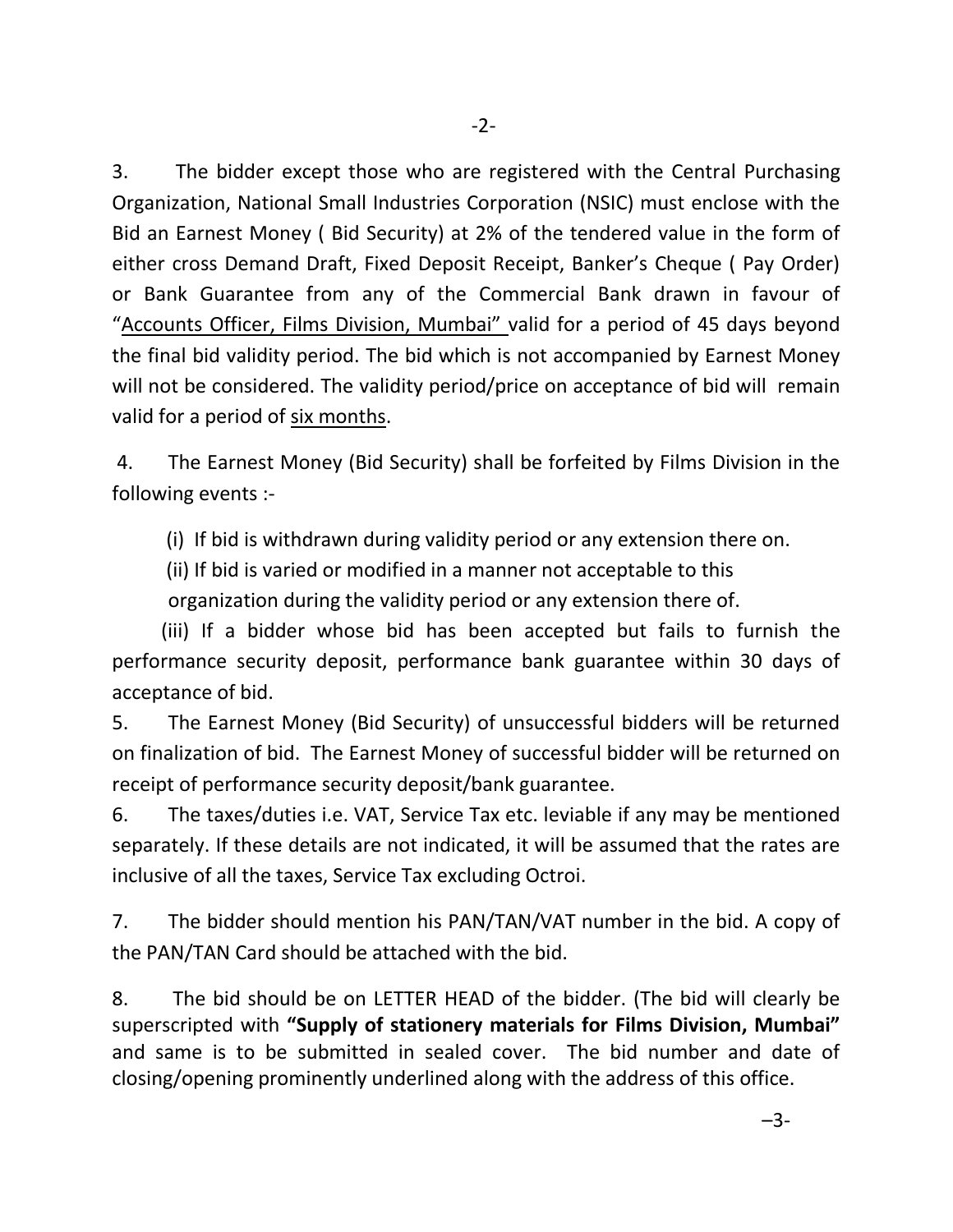3. The bidder except those who are registered with the Central Purchasing Organization, National Small Industries Corporation (NSIC) must enclose with the Bid an Earnest Money ( Bid Security) at 2% of the tendered value in the form of either cross Demand Draft, Fixed Deposit Receipt, Banker's Cheque ( Pay Order) or Bank Guarantee from any of the Commercial Bank drawn in favour of "Accounts Officer, Films Division, Mumbai" valid for a period of 45 days beyond the final bid validity period. The bid which is not accompanied by Earnest Money will not be considered. The validity period/price on acceptance of bid will remain valid for a period of six months.

4. The Earnest Money (Bid Security) shall be forfeited by Films Division in the following events :-

(i) If bid is withdrawn during validity period or any extension there on.

(ii) If bid is varied or modified in a manner not acceptable to this organization during the validity period or any extension there of.

(iii) If a bidder whose bid has been accepted but fails to furnish the performance security deposit, performance bank guarantee within 30 days of acceptance of bid.

5. The Earnest Money (Bid Security) of unsuccessful bidders will be returned on finalization of bid. The Earnest Money of successful bidder will be returned on receipt of performance security deposit/bank guarantee.

6. The taxes/duties i.e. VAT, Service Tax etc. leviable if any may be mentioned separately. If these details are not indicated, it will be assumed that the rates are inclusive of all the taxes, Service Tax excluding Octroi.

7. The bidder should mention his PAN/TAN/VAT number in the bid. A copy of the PAN/TAN Card should be attached with the bid.

8. The bid should be on LETTER HEAD of the bidder. (The bid will clearly be superscripted with **"Supply of stationery materials for Films Division, Mumbai"** and same is to be submitted in sealed cover. The bid number and date of closing/opening prominently underlined along with the address of this office.

–3-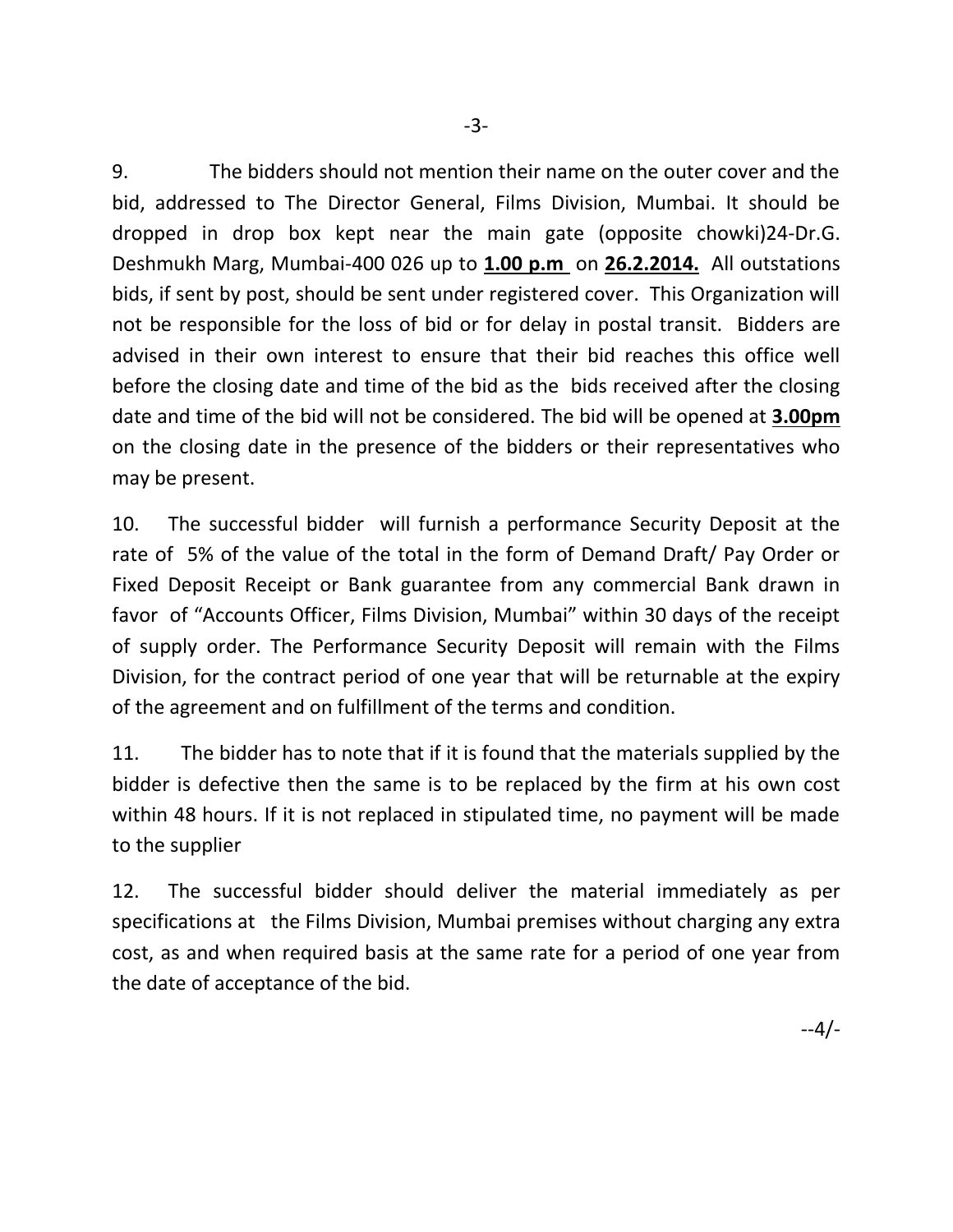9. The bidders should not mention their name on the outer cover and the bid, addressed to The Director General, Films Division, Mumbai. It should be dropped in drop box kept near the main gate (opposite chowki)24-Dr.G. Deshmukh Marg, Mumbai-400 026 up to **1.00 p.m** on **26.2.2014.** All outstations bids, if sent by post, should be sent under registered cover. This Organization will not be responsible for the loss of bid or for delay in postal transit. Bidders are advised in their own interest to ensure that their bid reaches this office well before the closing date and time of the bid as the bids received after the closing date and time of the bid will not be considered. The bid will be opened at **3.00pm** on the closing date in the presence of the bidders or their representatives who may be present.

10. The successful bidder will furnish a performance Security Deposit at the rate of 5% of the value of the total in the form of Demand Draft/ Pay Order or Fixed Deposit Receipt or Bank guarantee from any commercial Bank drawn in favor of "Accounts Officer, Films Division, Mumbai" within 30 days of the receipt of supply order. The Performance Security Deposit will remain with the Films Division, for the contract period of one year that will be returnable at the expiry of the agreement and on fulfillment of the terms and condition.

11. The bidder has to note that if it is found that the materials supplied by the bidder is defective then the same is to be replaced by the firm at his own cost within 48 hours. If it is not replaced in stipulated time, no payment will be made to the supplier

12. The successful bidder should deliver the material immediately as per specifications at the Films Division, Mumbai premises without charging any extra cost, as and when required basis at the same rate for a period of one year from the date of acceptance of the bid.

--4/-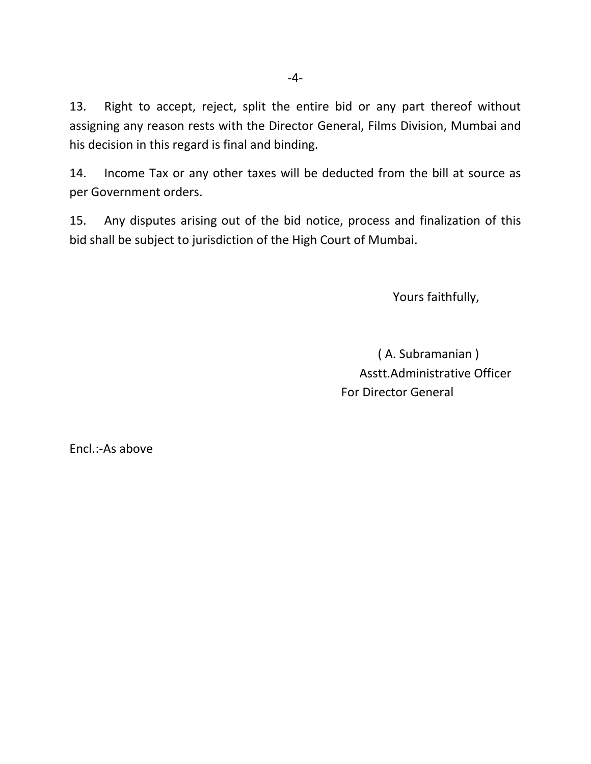13. Right to accept, reject, split the entire bid or any part thereof without assigning any reason rests with the Director General, Films Division, Mumbai and his decision in this regard is final and binding.

14. Income Tax or any other taxes will be deducted from the bill at source as per Government orders.

15. Any disputes arising out of the bid notice, process and finalization of this bid shall be subject to jurisdiction of the High Court of Mumbai.

Yours faithfully,

( A. Subramanian )
Asstt.Administrative Officer
For Director General

Encl.:-As above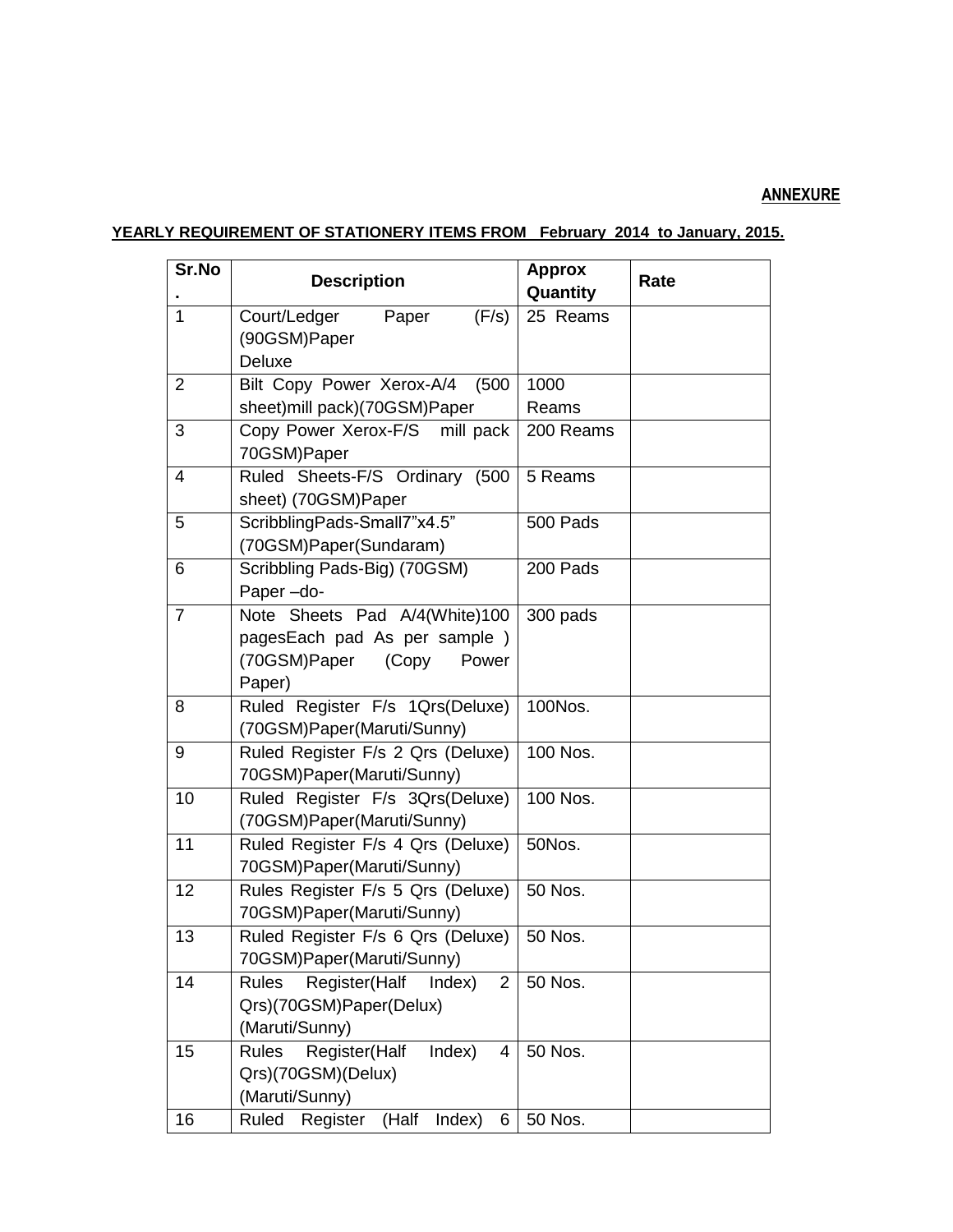**ANNEXURE**

**YEARLY REQUIREMENT OF STATIONERY ITEMS FROM February 2014 to January, 2015.**

| Sr.No. | Description | Approx Quantity | Rate |
|---|---|---|---|
| 1 | Court/Ledger Paper (F/s) (90GSM)Paper Deluxe | 25 Reams | |
| 2 | Bilt Copy Power Xerox-A/4 (500 sheet)mill pack)(70GSM)Paper | 1000 Reams | |
| 3 | Copy Power Xerox-F/S mill pack 70GSM)Paper | 200 Reams | |
| 4 | Ruled Sheets-F/S Ordinary (500 sheet) (70GSM)Paper | 5 Reams | |
| 5 | ScribblingPads-Small7"x4.5" (70GSM)Paper(Sundaram) | 500 Pads | |
| 6 | Scribbling Pads-Big) (70GSM) Paper –do- | 200 Pads | |
| 7 | Note Sheets Pad A/4(White)100 pagesEach pad As per sample ) (70GSM)Paper (Copy Power Paper) | 300 pads | |
| 8 | Ruled Register F/s 1Qrs(Deluxe) (70GSM)Paper(Maruti/Sunny) | 100Nos. | |
| 9 | Ruled Register F/s 2 Qrs (Deluxe) 70GSM)Paper(Maruti/Sunny) | 100 Nos. | |
| 10 | Ruled Register F/s 3Qrs(Deluxe) (70GSM)Paper(Maruti/Sunny) | 100 Nos. | |
| 11 | Ruled Register F/s 4 Qrs (Deluxe) 70GSM)Paper(Maruti/Sunny) | 50Nos. | |
| 12 | Rules Register F/s 5 Qrs (Deluxe) 70GSM)Paper(Maruti/Sunny) | 50 Nos. | |
| 13 | Ruled Register F/s 6 Qrs (Deluxe) 70GSM)Paper(Maruti/Sunny) | 50 Nos. | |
| 14 | Rules Register(Half Index) 2 Qrs)(70GSM)Paper(Delux) (Maruti/Sunny) | 50 Nos. | |
| 15 | Rules Register(Half Index) 4 Qrs)(70GSM)(Delux) (Maruti/Sunny) | 50 Nos. | |
| 16 | Ruled Register (Half Index) 6 | 50 Nos. | |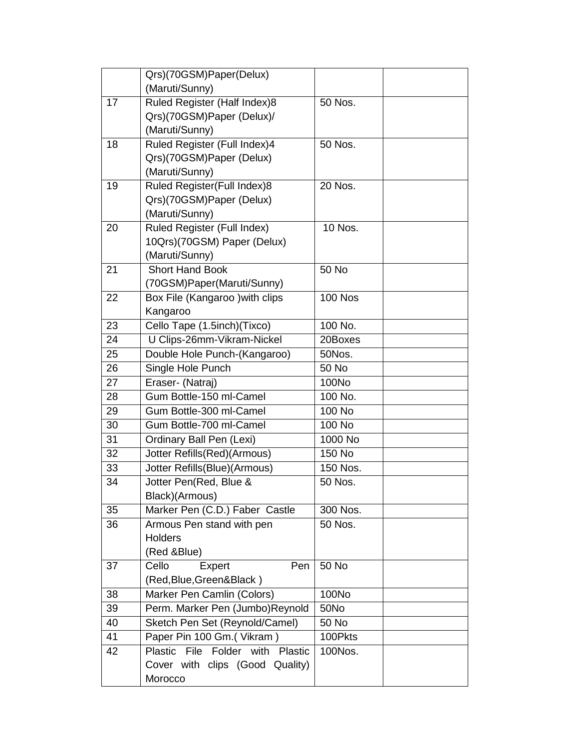| | | | |
|---|---|---|---|
| | Qrs)(70GSM)Paper(Delux) (Maruti/Sunny) | | |
| 17 | Ruled Register (Half Index)8 Qrs)(70GSM)Paper (Delux)/ (Maruti/Sunny) | 50 Nos. | |
| 18 | Ruled Register (Full Index)4 Qrs)(70GSM)Paper (Delux) (Maruti/Sunny) | 50 Nos. | |
| 19 | Ruled Register(Full Index)8 Qrs)(70GSM)Paper (Delux) (Maruti/Sunny) | 20 Nos. | |
| 20 | Ruled Register (Full Index) 10Qrs)(70GSM) Paper (Delux) (Maruti/Sunny) | 10 Nos. | |
| 21 | Short Hand Book (70GSM)Paper(Maruti/Sunny) | 50 No | |
| 22 | Box File (Kangaroo )with clips Kangaroo | 100 Nos | |
| 23 | Cello Tape (1.5inch)(Tixco) | 100 No. | |
| 24 | U Clips-26mm-Vikram-Nickel | 20Boxes | |
| 25 | Double Hole Punch-(Kangaroo) | 50Nos. | |
| 26 | Single Hole Punch | 50 No | |
| 27 | Eraser- (Natraj) | 100No | |
| 28 | Gum Bottle-150 ml-Camel | 100 No. | |
| 29 | Gum Bottle-300 ml-Camel | 100 No | |
| 30 | Gum Bottle-700 ml-Camel | 100 No | |
| 31 | Ordinary Ball Pen (Lexi) | 1000 No | |
| 32 | Jotter Refills(Red)(Armous) | 150 No | |
| 33 | Jotter Refills(Blue)(Armous) | 150 Nos. | |
| 34 | Jotter Pen(Red, Blue & Black)(Armous) | 50 Nos. | |
| 35 | Marker Pen (C.D.) Faber Castle | 300 Nos. | |
| 36 | Armous Pen stand with pen Holders (Red &Blue) | 50 Nos. | |
| 37 | Cello Expert Pen (Red,Blue,Green&Black ) | 50 No | |
| 38 | Marker Pen Camlin (Colors) | 100No | |
| 39 | Perm. Marker Pen (Jumbo)Reynold | 50No | |
| 40 | Sketch Pen Set (Reynold/Camel) | 50 No | |
| 41 | Paper Pin 100 Gm.( Vikram ) | 100Pkts | |
| 42 | Plastic File Folder with Plastic Cover with clips (Good Quality) Morocco | 100Nos. | |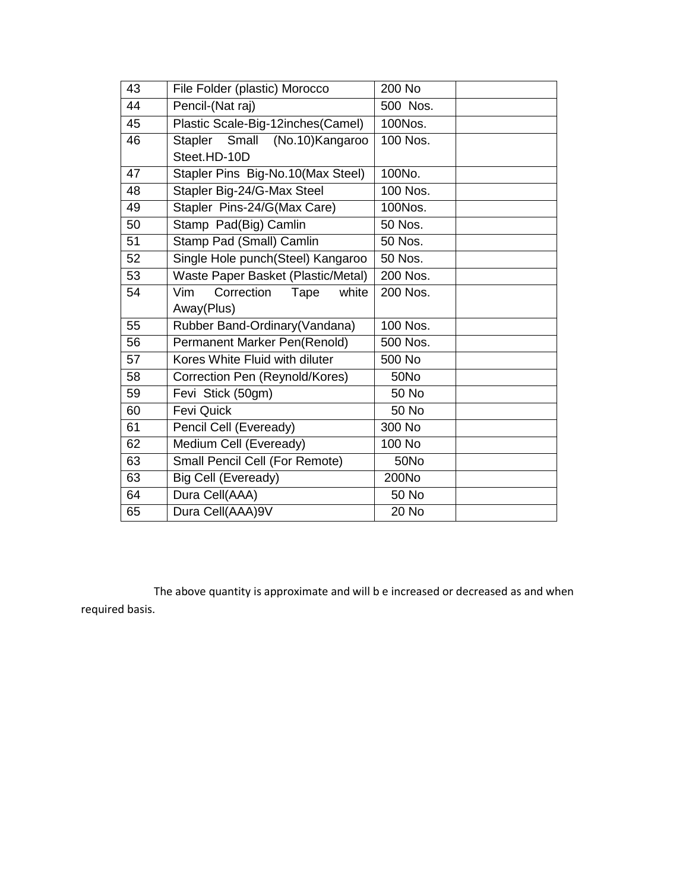| | | | |
|---|---|---|---|
| 43 | File Folder (plastic) Morocco | 200 No | |
| 44 | Pencil-(Nat raj) | 500 Nos. | |
| 45 | Plastic Scale-Big-12inches(Camel) | 100Nos. | |
| 46 | Stapler Small (No.10)Kangaroo Steet.HD-10D | 100 Nos. | |
| 47 | Stapler Pins Big-No.10(Max Steel) | 100No. | |
| 48 | Stapler Big-24/G-Max Steel | 100 Nos. | |
| 49 | Stapler Pins-24/G(Max Care) | 100Nos. | |
| 50 | Stamp Pad(Big) Camlin | 50 Nos. | |
| 51 | Stamp Pad (Small) Camlin | 50 Nos. | |
| 52 | Single Hole punch(Steel) Kangaroo | 50 Nos. | |
| 53 | Waste Paper Basket (Plastic/Metal) | 200 Nos. | |
| 54 | Vim Correction Tape white Away(Plus) | 200 Nos. | |
| 55 | Rubber Band-Ordinary(Vandana) | 100 Nos. | |
| 56 | Permanent Marker Pen(Renold) | 500 Nos. | |
| 57 | Kores White Fluid with diluter | 500 No | |
| 58 | Correction Pen (Reynold/Kores) | 50No | |
| 59 | Fevi Stick (50gm) | 50 No | |
| 60 | Fevi Quick | 50 No | |
| 61 | Pencil Cell (Eveready) | 300 No | |
| 62 | Medium Cell (Eveready) | 100 No | |
| 63 | Small Pencil Cell (For Remote) | 50No | |
| 63 | Big Cell (Eveready) | 200No | |
| 64 | Dura Cell(AAA) | 50 No | |
| 65 | Dura Cell(AAA)9V | 20 No | |

The above quantity is approximate and will b e increased or decreased as and when required basis.